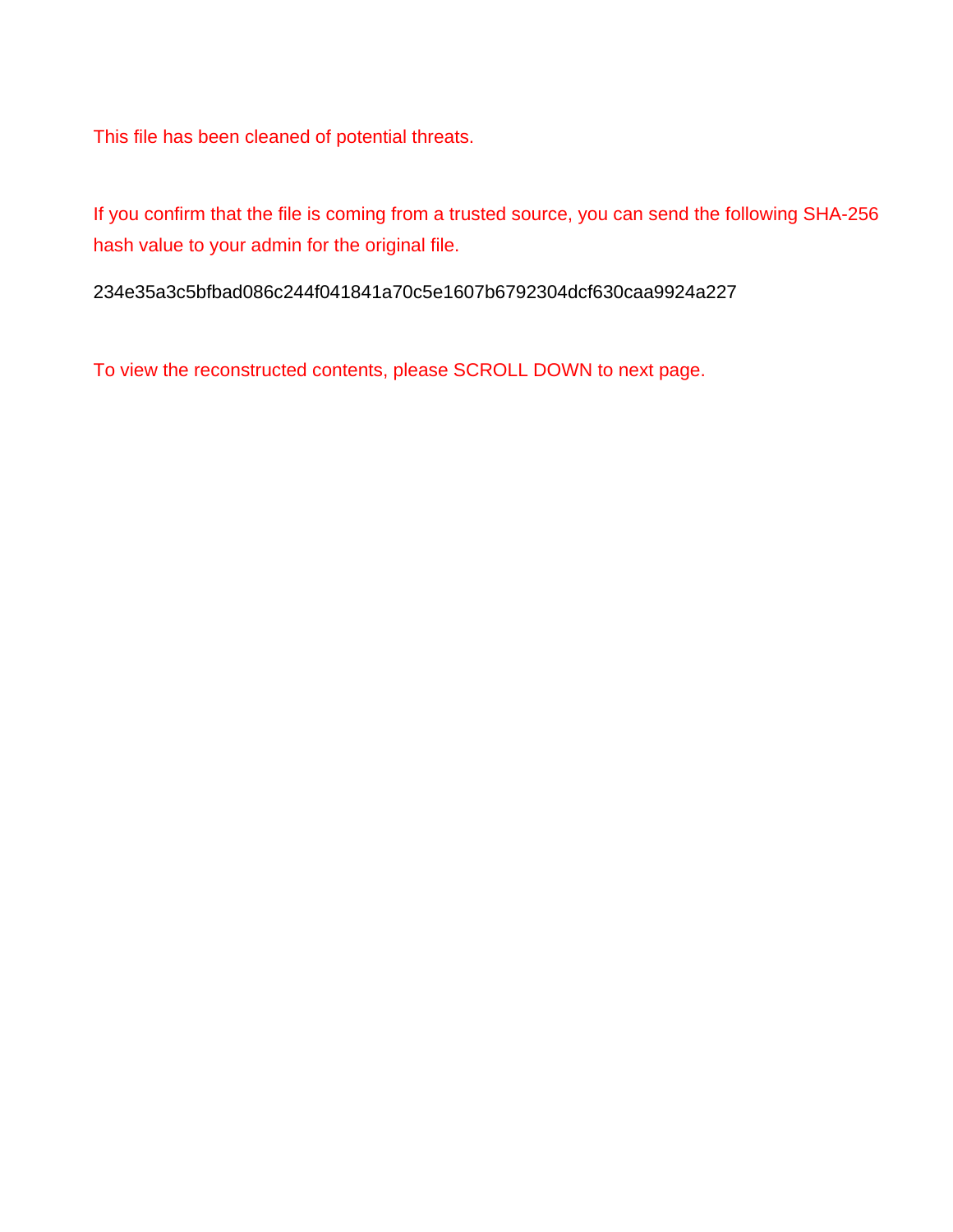This file has been cleaned of potential threats.

If you confirm that the file is coming from a trusted source, you can send the following SHA-256 hash value to your admin for the original file.

234e35a3c5bfbad086c244f041841a70c5e1607b6792304dcf630caa9924a227

To view the reconstructed contents, please SCROLL DOWN to next page.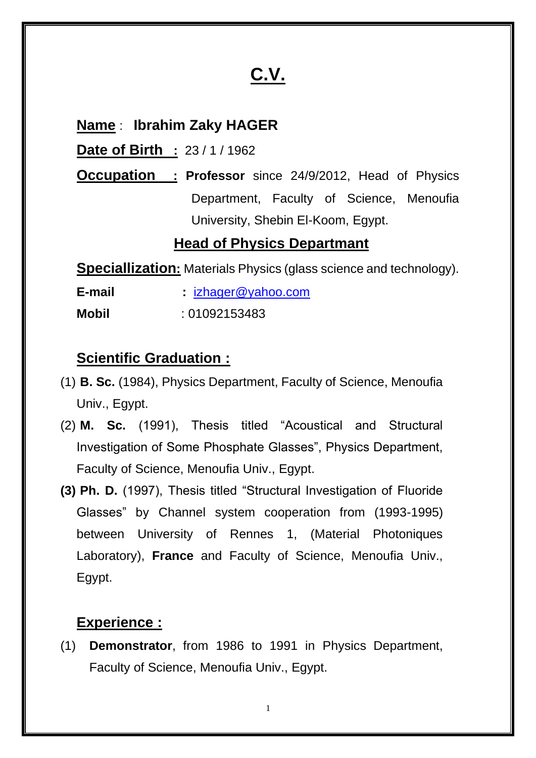# C.V.

**Name** : **Ibrahim Zaky HAGER**

**Date of Birth** : 23 / 1 / 1962

**Occupation** : **Professor** since 24/9/2012, Head of Physics Department, Faculty of Science, Menoufia University, Shebin El-Koom, Egypt.

## Head of Physics Departmant

**Speciallization:** Materials Physics (glass science and technology).

**E-mail** : izhager@yahoo.com

**Mobil** : 01092153483

## Scientific Graduation :

(1) **B. Sc.** (1984), Physics Department, Faculty of Science, Menoufia Univ., Egypt.

(2) **M. Sc.** (1991), Thesis titled "Acoustical and Structural Investigation of Some Phosphate Glasses", Physics Department, Faculty of Science, Menoufia Univ., Egypt.

**(3) Ph. D.** (1997), Thesis titled "Structural Investigation of Fluoride Glasses" by Channel system cooperation from (1993-1995) between University of Rennes 1, (Material Photoniques Laboratory), **France** and Faculty of Science, Menoufia Univ., Egypt.

## Experience :

(1) **Demonstrator**, from 1986 to 1991 in Physics Department, Faculty of Science, Menoufia Univ., Egypt.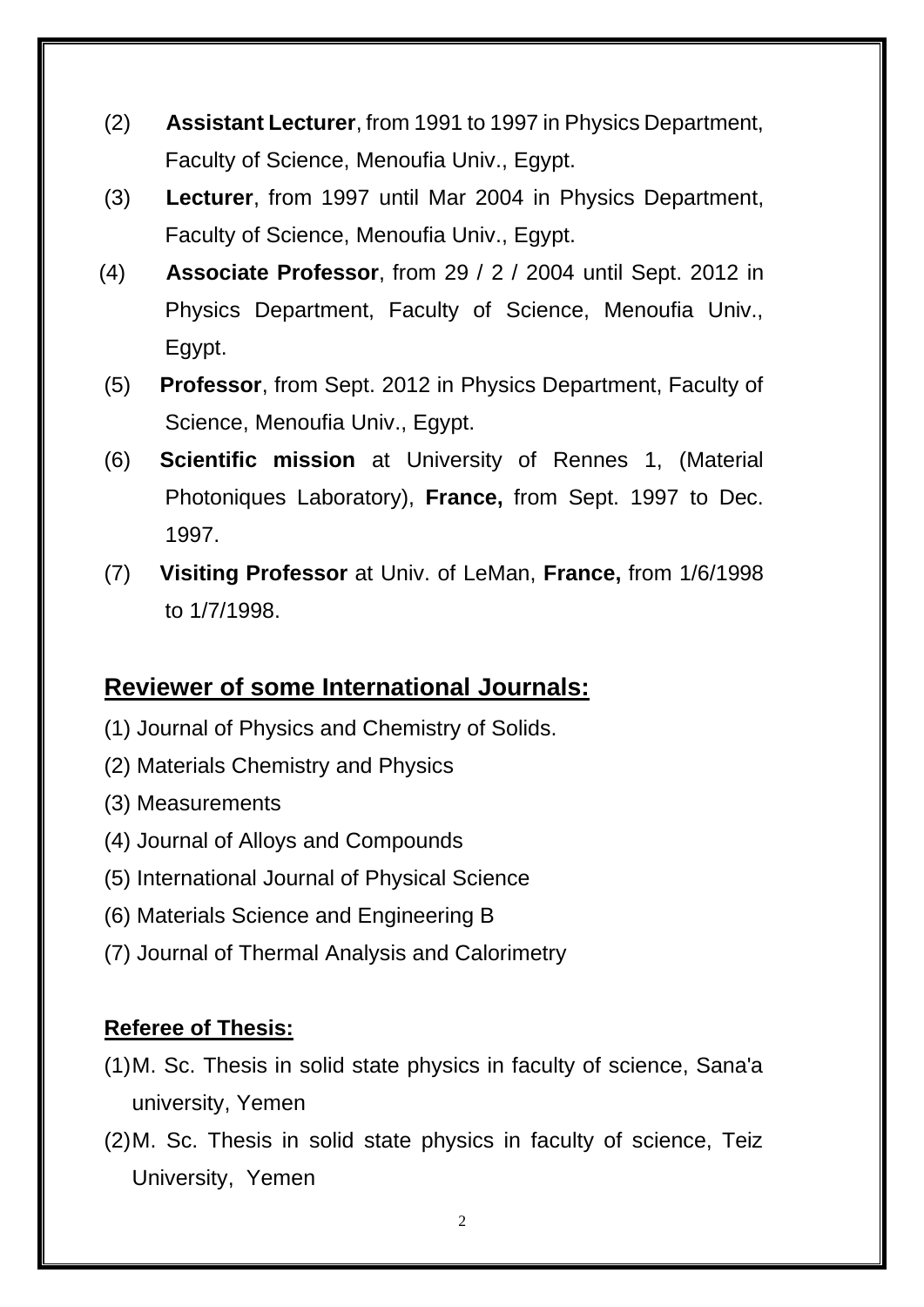(2) **Assistant Lecturer**, from 1991 to 1997 in Physics Department, Faculty of Science, Menoufia Univ., Egypt.

(3) **Lecturer**, from 1997 until Mar 2004 in Physics Department, Faculty of Science, Menoufia Univ., Egypt.

(4) **Associate Professor**, from 29 / 2 / 2004 until Sept. 2012 in Physics Department, Faculty of Science, Menoufia Univ., Egypt.

(5) **Professor**, from Sept. 2012 in Physics Department, Faculty of Science, Menoufia Univ., Egypt.

(6) **Scientific mission** at University of Rennes 1, (Material Photoniques Laboratory), **France,** from Sept. 1997 to Dec. 1997.

(7) **Visiting Professor** at Univ. of LeMan, **France,** from 1/6/1998 to 1/7/1998.

## Reviewer of some International Journals:

(1) Journal of Physics and Chemistry of Solids.

(2) Materials Chemistry and Physics

(3) Measurements

(4) Journal of Alloys and Compounds

(5) International Journal of Physical Science

(6) Materials Science and Engineering B

(7) Journal of Thermal Analysis and Calorimetry

### Referee of Thesis:

(1) M. Sc. Thesis in solid state physics in faculty of science, Sana'a university, Yemen

(2) M. Sc. Thesis in solid state physics in faculty of science, Teiz University, Yemen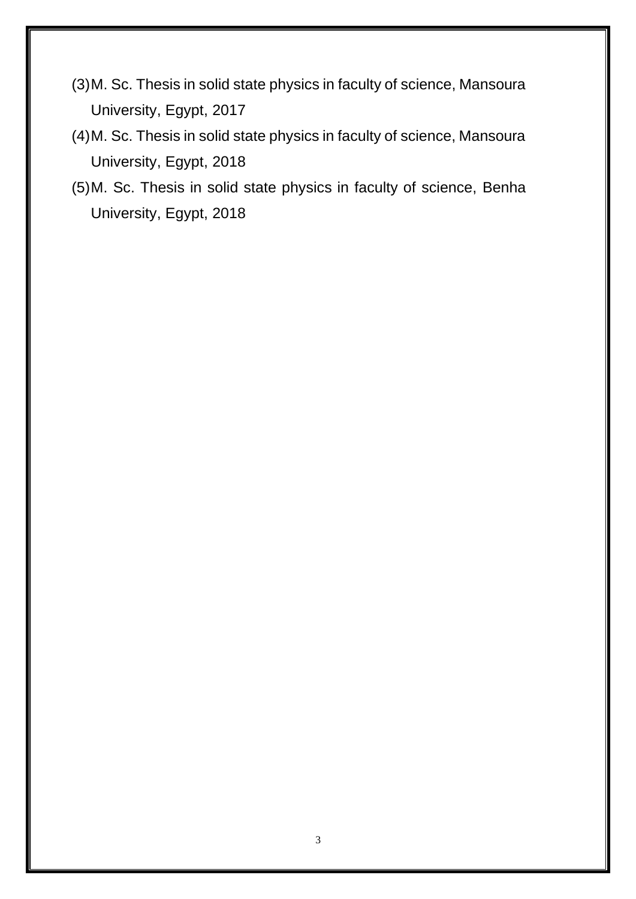(3) M. Sc. Thesis in solid state physics in faculty of science, Mansoura University, Egypt, 2017

(4) M. Sc. Thesis in solid state physics in faculty of science, Mansoura University, Egypt, 2018

(5) M. Sc. Thesis in solid state physics in faculty of science, Benha University, Egypt, 2018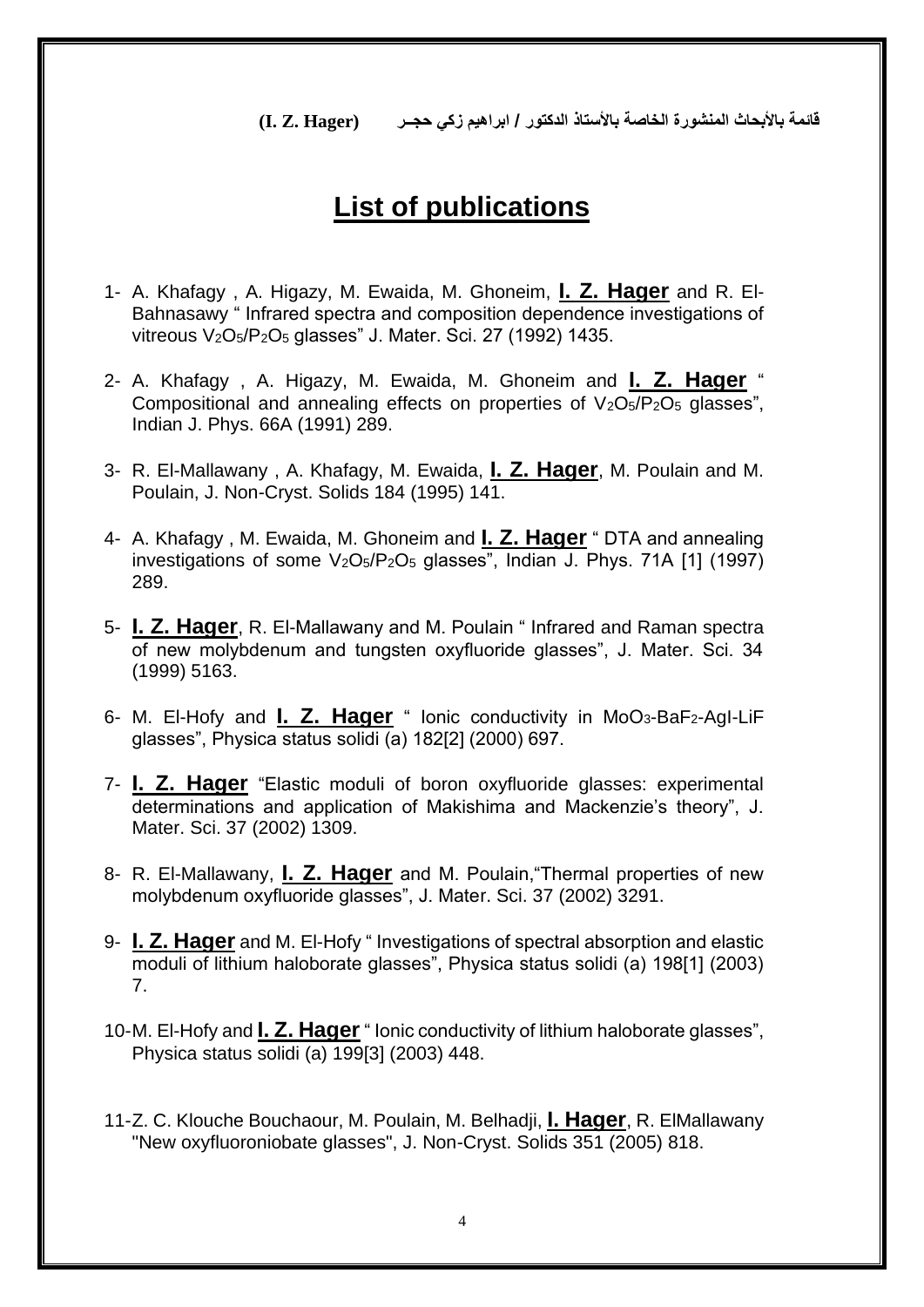قائمة بالأبحاث المنشورة الخاصة بالأستاذ الدكتور / ابراهيم زكي حجـر (I. Z. Hager)

# List of publications

1- A. Khafagy , A. Higazy, M. Ewaida, M. Ghoneim, **I. Z. Hager** and R. El-Bahnasawy " Infrared spectra and composition dependence investigations of vitreous $V_2O_5/P_2O_5$ glasses" J. Mater. Sci. 27 (1992) 1435.

2- A. Khafagy , A. Higazy, M. Ewaida, M. Ghoneim and **I. Z. Hager** " Compositional and annealing effects on properties of $V_2O_5/P_2O_5$ glasses", Indian J. Phys. 66A (1991) 289.

3- R. El-Mallawany , A. Khafagy, M. Ewaida, **I. Z. Hager**, M. Poulain and M. Poulain, J. Non-Cryst. Solids 184 (1995) 141.

4- A. Khafagy , M. Ewaida, M. Ghoneim and **I. Z. Hager** " DTA and annealing investigations of some $V_2O_5/P_2O_5$ glasses", Indian J. Phys. 71A [1] (1997) 289.

5- **I. Z. Hager**, R. El-Mallawany and M. Poulain " Infrared and Raman spectra of new molybdenum and tungsten oxyfluoride glasses", J. Mater. Sci. 34 (1999) 5163.

6- M. El-Hofy and **I. Z. Hager** " Ionic conductivity in $MoO_3$-$BaF_2$-AgI-LiF glasses", Physica status solidi (a) 182[2] (2000) 697.

7- **I. Z. Hager** "Elastic moduli of boron oxyfluoride glasses: experimental determinations and application of Makishima and Mackenzie's theory", J. Mater. Sci. 37 (2002) 1309.

8- R. El-Mallawany, **I. Z. Hager** and M. Poulain,"Thermal properties of new molybdenum oxyfluoride glasses", J. Mater. Sci. 37 (2002) 3291.

9- **I. Z. Hager** and M. El-Hofy " Investigations of spectral absorption and elastic moduli of lithium haloborate glasses", Physica status solidi (a) 198[1] (2003) 7.

10-M. El-Hofy and **I. Z. Hager** " Ionic conductivity of lithium haloborate glasses", Physica status solidi (a) 199[3] (2003) 448.

11-Z. C. Klouche Bouchaour, M. Poulain, M. Belhadji, **I. Hager**, R. ElMallawany "New oxyfluoroniobate glasses", J. Non-Cryst. Solids 351 (2005) 818.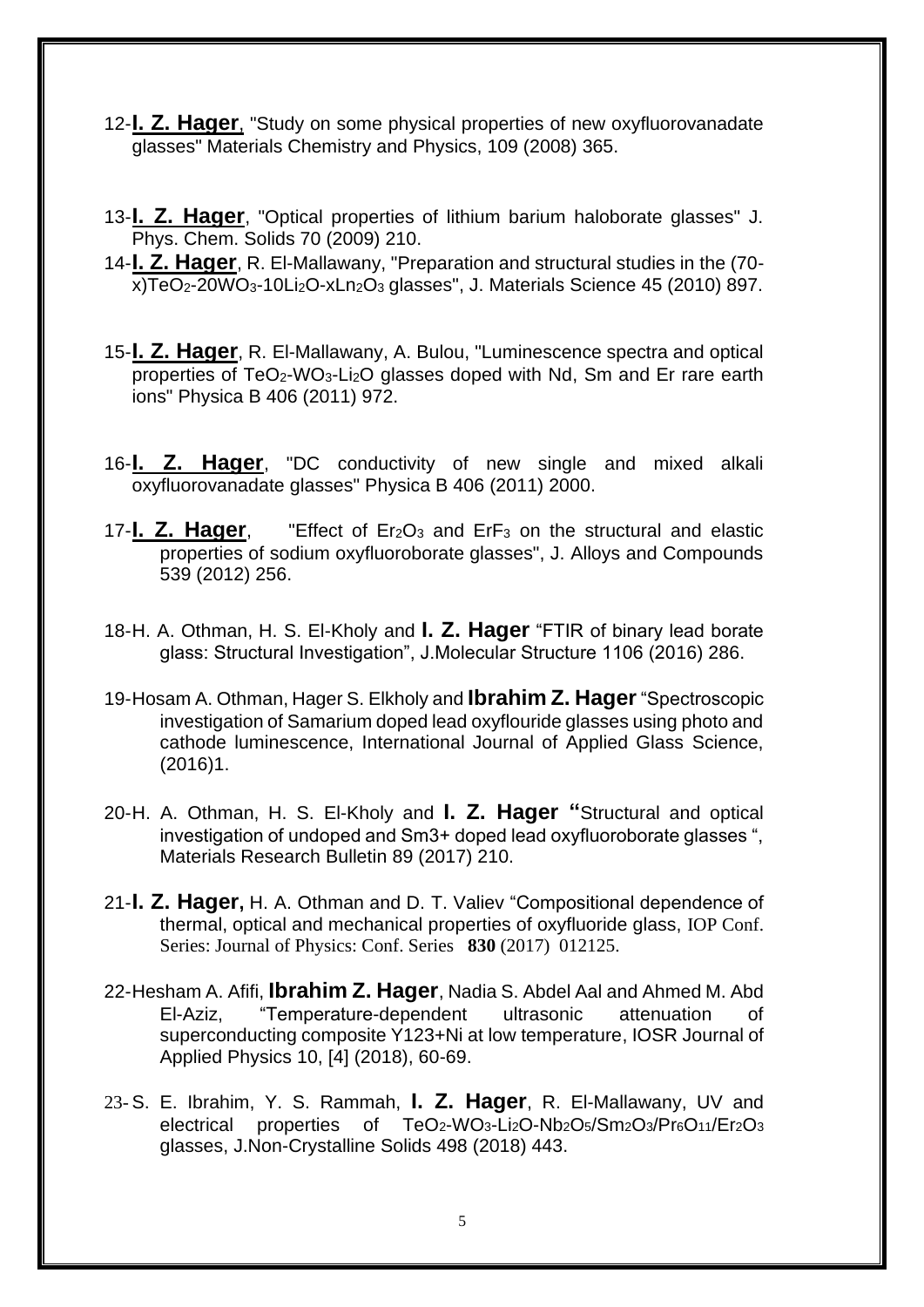12-**I. Z. Hager**, "Study on some physical properties of new oxyfluorovanadate glasses" Materials Chemistry and Physics, 109 (2008) 365.

13-**I. Z. Hager**, "Optical properties of lithium barium haloborate glasses" J. Phys. Chem. Solids 70 (2009) 210.

14-**I. Z. Hager**, R. El-Mallawany, "Preparation and structural studies in the (70-x)$TeO_2$-20$WO_3$-10$Li_2O$-x$Ln_2O_3$ glasses", J. Materials Science 45 (2010) 897.

15-**I. Z. Hager**, R. El-Mallawany, A. Bulou, "Luminescence spectra and optical properties of $TeO_2$-$WO_3$-$Li_2O$ glasses doped with Nd, Sm and Er rare earth ions" Physica B 406 (2011) 972.

16-**I. Z. Hager**, "DC conductivity of new single and mixed alkali oxyfluorovanadate glasses" Physica B 406 (2011) 2000.

17-**I. Z. Hager**, "Effect of $Er_2O_3$ and $ErF_3$ on the structural and elastic properties of sodium oxyfluoroborate glasses", J. Alloys and Compounds 539 (2012) 256.

18-H. A. Othman, H. S. El-Kholy and **I. Z. Hager** "FTIR of binary lead borate glass: Structural Investigation", J.Molecular Structure 1106 (2016) 286.

19-Hosam A. Othman, Hager S. Elkholy and **Ibrahim Z. Hager** "Spectroscopic investigation of Samarium doped lead oxyflouride glasses using photo and cathode luminescence, International Journal of Applied Glass Science, (2016)1.

20-H. A. Othman, H. S. El-Kholy and **I. Z. Hager** "Structural and optical investigation of undoped and $Sm^{3+}$ doped lead oxyfluoroborate glasses ", Materials Research Bulletin 89 (2017) 210.

21-**I. Z. Hager,** H. A. Othman and D. T. Valiev "Compositional dependence of thermal, optical and mechanical properties of oxyfluoride glass, IOP Conf. Series: Journal of Physics: Conf. Series **830** (2017) 012125.

22-Hesham A. Afifi, **Ibrahim Z. Hager**, Nadia S. Abdel Aal and Ahmed M. Abd El-Aziz, "Temperature-dependent ultrasonic attenuation of superconducting composite Y123+Ni at low temperature, IOSR Journal of Applied Physics 10, [4] (2018), 60-69.

23-S. E. Ibrahim, Y. S. Rammah, **I. Z. Hager**, R. El-Mallawany, UV and electrical properties of $TeO_2$-$WO_3$-$Li_2O$-$Nb_2O_5$/$Sm_2O_3$/$Pr_6O_{11}$/$Er_2O_3$ glasses, J.Non-Crystalline Solids 498 (2018) 443.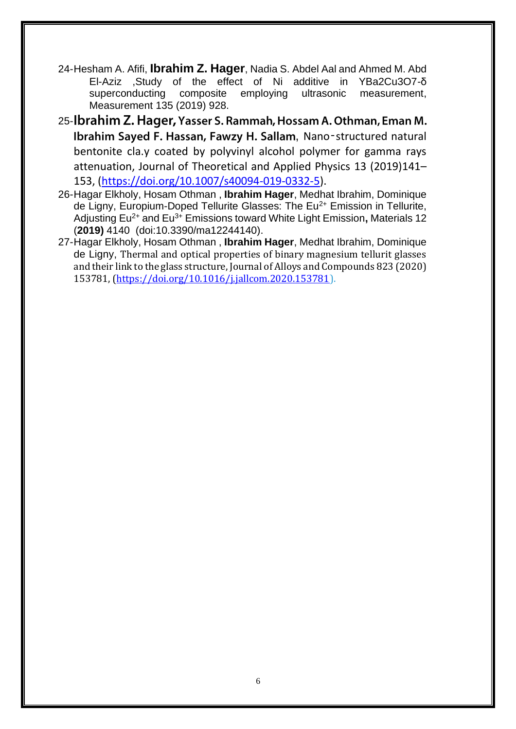24-Hesham A. Afifi, **Ibrahim Z. Hager**, Nadia S. Abdel Aal and Ahmed M. Abd El-Aziz ,Study of the effect of Ni additive in YBa2Cu3O7-δ superconducting composite employing ultrasonic measurement, Measurement 135 (2019) 928.

25-**Ibrahim Z. Hager, Yasser S. Rammah, Hossam A. Othman, Eman M. Ibrahim Sayed F. Hassan, Fawzy H. Sallam**, Nano‑structured natural bentonite cla.y coated by polyvinyl alcohol polymer for gamma rays attenuation, Journal of Theoretical and Applied Physics 13 (2019)141–153, (https://doi.org/10.1007/s40094-019-0332-5).

26-Hagar Elkholy, Hosam Othman , **Ibrahim Hager**, Medhat Ibrahim, Dominique de Ligny, Europium-Doped Tellurite Glasses: The $Eu^{2+}$ Emission in Tellurite, Adjusting $Eu^{2+}$ and $Eu^{3+}$ Emissions toward White Light Emission**,** Materials 12 (**2019)** 4140 (doi:10.3390/ma12244140).

27-Hagar Elkholy, Hosam Othman , **Ibrahim Hager**, Medhat Ibrahim, Dominique de Ligny, Thermal and optical properties of binary magnesium tellurit glasses and their link to the glass structure, Journal of Alloys and Compounds 823 (2020) 153781, (https://doi.org/10.1016/j.jallcom.2020.153781).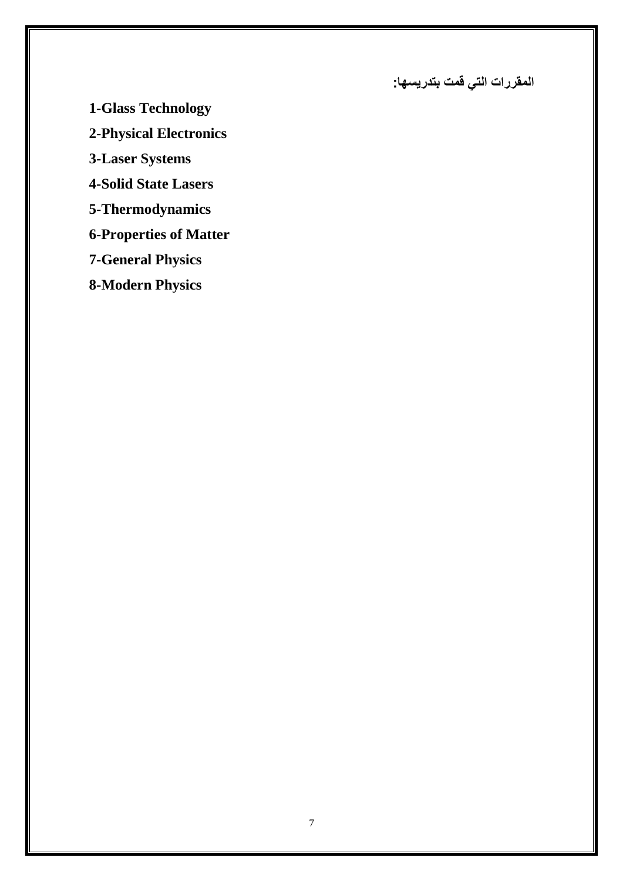**المقررات التي قمت بتدريسها:**

**1-Glass Technology**

**2-Physical Electronics**

**3-Laser Systems**

**4-Solid State Lasers**

**5-Thermodynamics**

**6-Properties of Matter**

**7-General Physics**

**8-Modern Physics**